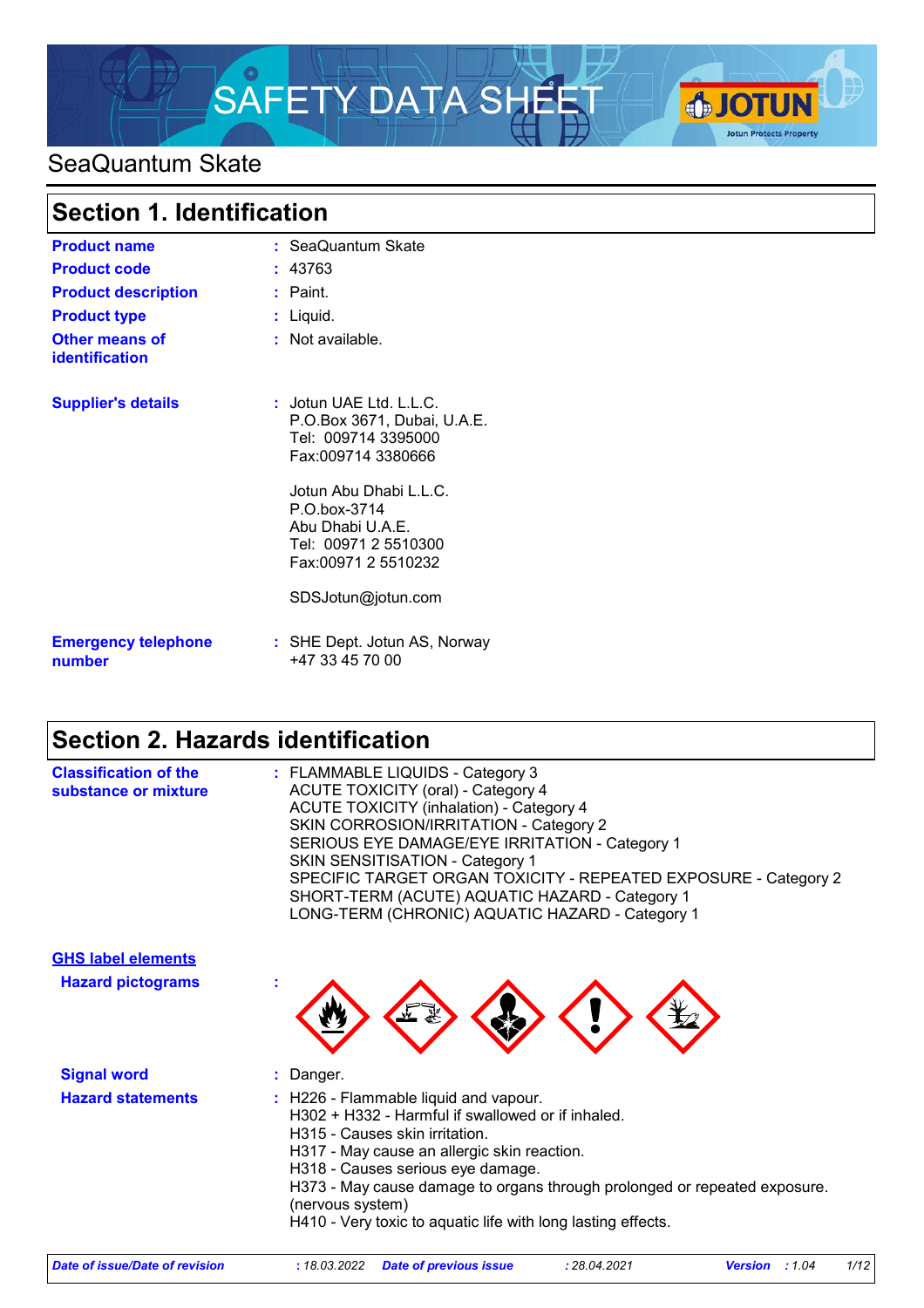# SAFETY DATA SHEET

## SeaQuantum Skate

## Section 1. Identification

| | | |
|---|---|---|
| **Product name** | : | SeaQuantum Skate |
| **Product code** | : | 43763 |
| **Product description** | : | Paint. |
| **Product type** | : | Liquid. |
| **Other means of identification** | : | Not available. |

**Supplier's details** : Jotun UAE Ltd. L.L.C.
P.O.Box 3671, Dubai, U.A.E.
Tel: 009714 3395000
Fax:009714 3380666

Jotun Abu Dhabi L.L.C.
P.O.box-3714
Abu Dhabi U.A.E.
Tel: 00971 2 5510300
Fax:00971 2 5510232

SDSJotun@jotun.com

**Emergency telephone number** : SHE Dept. Jotun AS, Norway
+47 33 45 70 00

## Section 2. Hazards identification

**Classification of the substance or mixture** :
FLAMMABLE LIQUIDS - Category 3
ACUTE TOXICITY (oral) - Category 4
ACUTE TOXICITY (inhalation) - Category 4
SKIN CORROSION/IRRITATION - Category 2
SERIOUS EYE DAMAGE/EYE IRRITATION - Category 1
SKIN SENSITISATION - Category 1
SPECIFIC TARGET ORGAN TOXICITY - REPEATED EXPOSURE - Category 2
SHORT-TERM (ACUTE) AQUATIC HAZARD - Category 1
LONG-TERM (CHRONIC) AQUATIC HAZARD - Category 1

**GHS label elements**

**Hazard pictograms** :

**Signal word** : Danger.

**Hazard statements** :
H226 - Flammable liquid and vapour.
H302 + H332 - Harmful if swallowed or if inhaled.
H315 - Causes skin irritation.
H317 - May cause an allergic skin reaction.
H318 - Causes serious eye damage.
H373 - May cause damage to organs through prolonged or repeated exposure. (nervous system)
H410 - Very toxic to aquatic life with long lasting effects.

*Date of issue/Date of revision : 18.03.2022 Date of previous issue : 28.04.2021 Version : 1.04*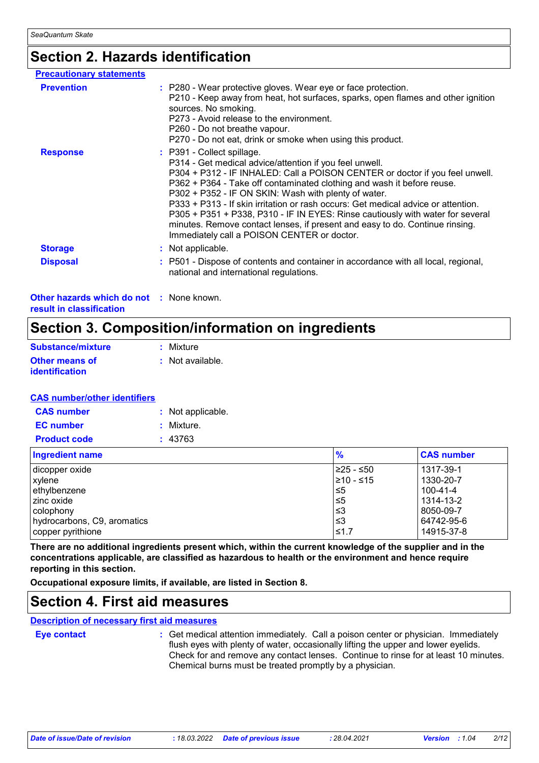# Section 2. Hazards identification

**Precautionary statements**

**Prevention** : P280 - Wear protective gloves. Wear eye or face protection.
P210 - Keep away from heat, hot surfaces, sparks, open flames and other ignition sources. No smoking.
P273 - Avoid release to the environment.
P260 - Do not breathe vapour.
P270 - Do not eat, drink or smoke when using this product.

**Response** : P391 - Collect spillage.
P314 - Get medical advice/attention if you feel unwell.
P304 + P312 - IF INHALED: Call a POISON CENTER or doctor if you feel unwell.
P362 + P364 - Take off contaminated clothing and wash it before reuse.
P302 + P352 - IF ON SKIN: Wash with plenty of water.
P333 + P313 - If skin irritation or rash occurs: Get medical advice or attention.
P305 + P351 + P338, P310 - IF IN EYES: Rinse cautiously with water for several minutes. Remove contact lenses, if present and easy to do. Continue rinsing. Immediately call a POISON CENTER or doctor.

**Storage** : Not applicable.

**Disposal** : P501 - Dispose of contents and container in accordance with all local, regional, national and international regulations.

**Other hazards which do not result in classification** : None known.

# Section 3. Composition/information on ingredients

**Substance/mixture** : Mixture

**Other means of identification** : Not available.

**CAS number/other identifiers**

**CAS number** : Not applicable.

**EC number** : Mixture.

**Product code** : 43763

| Ingredient name | % | CAS number |
|---|---|---|
| dicopper oxide | ≥25 - ≤50 | 1317-39-1 |
| xylene | ≥10 - ≤15 | 1330-20-7 |
| ethylbenzene | ≤5 | 100-41-4 |
| zinc oxide | ≤5 | 1314-13-2 |
| colophony | ≤3 | 8050-09-7 |
| hydrocarbons, C9, aromatics | ≤3 | 64742-95-6 |
| copper pyrithione | ≤1.7 | 14915-37-8 |

**There are no additional ingredients present which, within the current knowledge of the supplier and in the concentrations applicable, are classified as hazardous to health or the environment and hence require reporting in this section.**

**Occupational exposure limits, if available, are listed in Section 8.**

# Section 4. First aid measures

**Description of necessary first aid measures**

**Eye contact** : Get medical attention immediately. Call a poison center or physician. Immediately flush eyes with plenty of water, occasionally lifting the upper and lower eyelids. Check for and remove any contact lenses. Continue to rinse for at least 10 minutes. Chemical burns must be treated promptly by a physician.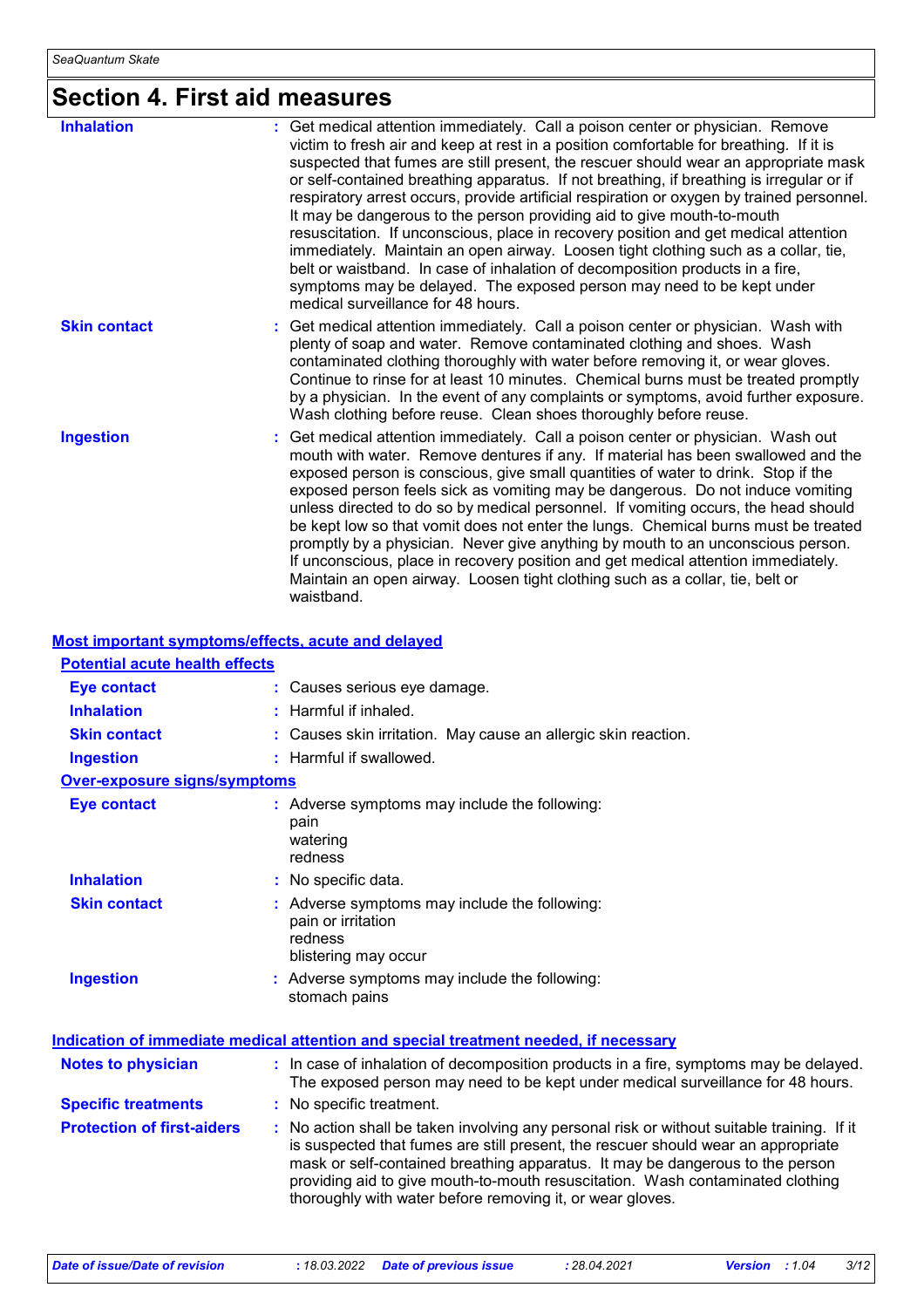## Section 4. First aid measures

**Inhalation** : Get medical attention immediately. Call a poison center or physician. Remove victim to fresh air and keep at rest in a position comfortable for breathing. If it is suspected that fumes are still present, the rescuer should wear an appropriate mask or self-contained breathing apparatus. If not breathing, if breathing is irregular or if respiratory arrest occurs, provide artificial respiration or oxygen by trained personnel. It may be dangerous to the person providing aid to give mouth-to-mouth resuscitation. If unconscious, place in recovery position and get medical attention immediately. Maintain an open airway. Loosen tight clothing such as a collar, tie, belt or waistband. In case of inhalation of decomposition products in a fire, symptoms may be delayed. The exposed person may need to be kept under medical surveillance for 48 hours.

**Skin contact** : Get medical attention immediately. Call a poison center or physician. Wash with plenty of soap and water. Remove contaminated clothing and shoes. Wash contaminated clothing thoroughly with water before removing it, or wear gloves. Continue to rinse for at least 10 minutes. Chemical burns must be treated promptly by a physician. In the event of any complaints or symptoms, avoid further exposure. Wash clothing before reuse. Clean shoes thoroughly before reuse.

**Ingestion** : Get medical attention immediately. Call a poison center or physician. Wash out mouth with water. Remove dentures if any. If material has been swallowed and the exposed person is conscious, give small quantities of water to drink. Stop if the exposed person feels sick as vomiting may be dangerous. Do not induce vomiting unless directed to do so by medical personnel. If vomiting occurs, the head should be kept low so that vomit does not enter the lungs. Chemical burns must be treated promptly by a physician. Never give anything by mouth to an unconscious person. If unconscious, place in recovery position and get medical attention immediately. Maintain an open airway. Loosen tight clothing such as a collar, tie, belt or waistband.

### Most important symptoms/effects, acute and delayed

#### Potential acute health effects

**Eye contact** : Causes serious eye damage.

**Inhalation** : Harmful if inhaled.

**Skin contact** : Causes skin irritation. May cause an allergic skin reaction.

**Ingestion** : Harmful if swallowed.

#### Over-exposure signs/symptoms

**Eye contact** : Adverse symptoms may include the following:
pain
watering
redness

**Inhalation** : No specific data.

**Skin contact** : Adverse symptoms may include the following:
pain or irritation
redness
blistering may occur

**Ingestion** : Adverse symptoms may include the following:
stomach pains

### Indication of immediate medical attention and special treatment needed, if necessary

**Notes to physician** : In case of inhalation of decomposition products in a fire, symptoms may be delayed. The exposed person may need to be kept under medical surveillance for 48 hours.

**Specific treatments** : No specific treatment.

**Protection of first-aiders** : No action shall be taken involving any personal risk or without suitable training. If it is suspected that fumes are still present, the rescuer should wear an appropriate mask or self-contained breathing apparatus. It may be dangerous to the person providing aid to give mouth-to-mouth resuscitation. Wash contaminated clothing thoroughly with water before removing it, or wear gloves.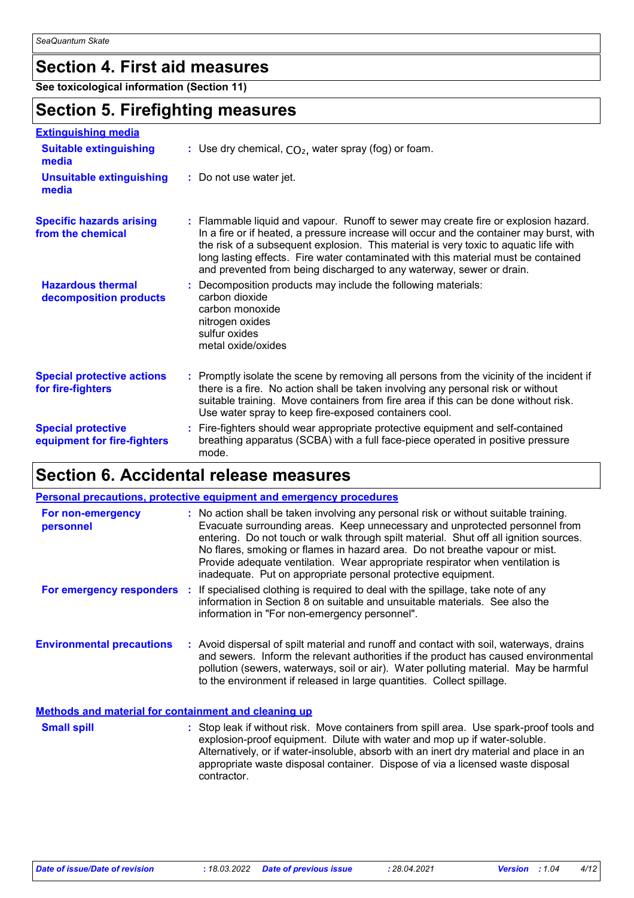## Section 4. First aid measures

**See toxicological information (Section 11)**

## Section 5. Firefighting measures

**Extinguishing media**

**Suitable extinguishing media** : Use dry chemical, $CO_2$, water spray (fog) or foam.

**Unsuitable extinguishing media** : Do not use water jet.

**Specific hazards arising from the chemical** : Flammable liquid and vapour. Runoff to sewer may create fire or explosion hazard. In a fire or if heated, a pressure increase will occur and the container may burst, with the risk of a subsequent explosion. This material is very toxic to aquatic life with long lasting effects. Fire water contaminated with this material must be contained and prevented from being discharged to any waterway, sewer or drain.

**Hazardous thermal decomposition products** : Decomposition products may include the following materials:
carbon dioxide
carbon monoxide
nitrogen oxides
sulfur oxides
metal oxide/oxides

**Special protective actions for fire-fighters** : Promptly isolate the scene by removing all persons from the vicinity of the incident if there is a fire. No action shall be taken involving any personal risk or without suitable training. Move containers from fire area if this can be done without risk. Use water spray to keep fire-exposed containers cool.

**Special protective equipment for fire-fighters** : Fire-fighters should wear appropriate protective equipment and self-contained breathing apparatus (SCBA) with a full face-piece operated in positive pressure mode.

## Section 6. Accidental release measures

**Personal precautions, protective equipment and emergency procedures**

**For non-emergency personnel** : No action shall be taken involving any personal risk or without suitable training. Evacuate surrounding areas. Keep unnecessary and unprotected personnel from entering. Do not touch or walk through spilt material. Shut off all ignition sources. No flares, smoking or flames in hazard area. Do not breathe vapour or mist. Provide adequate ventilation. Wear appropriate respirator when ventilation is inadequate. Put on appropriate personal protective equipment.

**For emergency responders** : If specialised clothing is required to deal with the spillage, take note of any information in Section 8 on suitable and unsuitable materials. See also the information in "For non-emergency personnel".

**Environmental precautions** : Avoid dispersal of spilt material and runoff and contact with soil, waterways, drains and sewers. Inform the relevant authorities if the product has caused environmental pollution (sewers, waterways, soil or air). Water polluting material. May be harmful to the environment if released in large quantities. Collect spillage.

**Methods and material for containment and cleaning up**

**Small spill** : Stop leak if without risk. Move containers from spill area. Use spark-proof tools and explosion-proof equipment. Dilute with water and mop up if water-soluble. Alternatively, or if water-insoluble, absorb with an inert dry material and place in an appropriate waste disposal container. Dispose of via a licensed waste disposal contractor.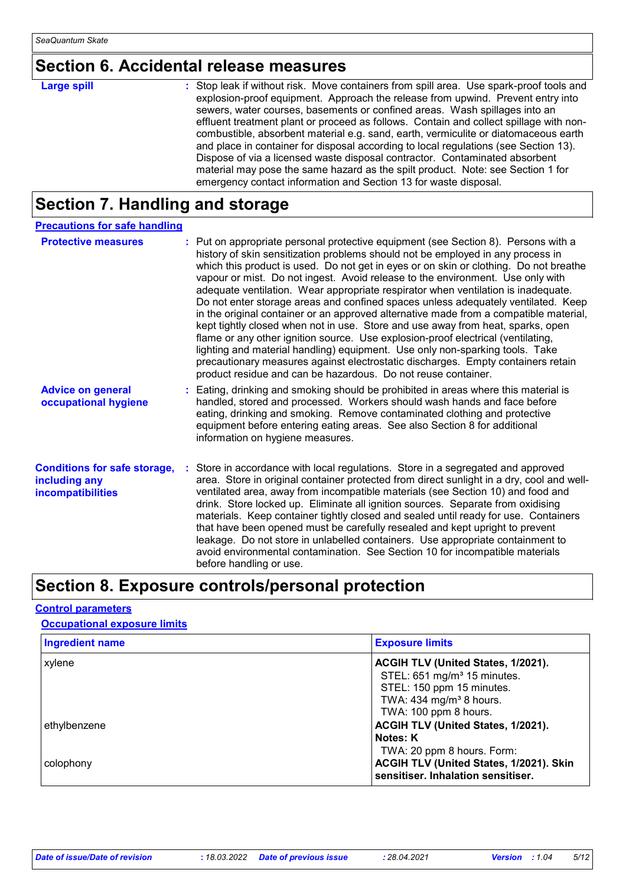## Section 6. Accidental release measures

**Large spill** : Stop leak if without risk. Move containers from spill area. Use spark-proof tools and explosion-proof equipment. Approach the release from upwind. Prevent entry into sewers, water courses, basements or confined areas. Wash spillages into an effluent treatment plant or proceed as follows. Contain and collect spillage with non-combustible, absorbent material e.g. sand, earth, vermiculite or diatomaceous earth and place in container for disposal according to local regulations (see Section 13). Dispose of via a licensed waste disposal contractor. Contaminated absorbent material may pose the same hazard as the spilt product. Note: see Section 1 for emergency contact information and Section 13 for waste disposal.

## Section 7. Handling and storage

### Precautions for safe handling

**Protective measures** : Put on appropriate personal protective equipment (see Section 8). Persons with a history of skin sensitization problems should not be employed in any process in which this product is used. Do not get in eyes or on skin or clothing. Do not breathe vapour or mist. Do not ingest. Avoid release to the environment. Use only with adequate ventilation. Wear appropriate respirator when ventilation is inadequate. Do not enter storage areas and confined spaces unless adequately ventilated. Keep in the original container or an approved alternative made from a compatible material, kept tightly closed when not in use. Store and use away from heat, sparks, open flame or any other ignition source. Use explosion-proof electrical (ventilating, lighting and material handling) equipment. Use only non-sparking tools. Take precautionary measures against electrostatic discharges. Empty containers retain product residue and can be hazardous. Do not reuse container.

**Advice on general occupational hygiene** : Eating, drinking and smoking should be prohibited in areas where this material is handled, stored and processed. Workers should wash hands and face before eating, drinking and smoking. Remove contaminated clothing and protective equipment before entering eating areas. See also Section 8 for additional information on hygiene measures.

**Conditions for safe storage, including any incompatibilities** : Store in accordance with local regulations. Store in a segregated and approved area. Store in original container protected from direct sunlight in a dry, cool and well-ventilated area, away from incompatible materials (see Section 10) and food and drink. Store locked up. Eliminate all ignition sources. Separate from oxidising materials. Keep container tightly closed and sealed until ready for use. Containers that have been opened must be carefully resealed and kept upright to prevent leakage. Do not store in unlabelled containers. Use appropriate containment to avoid environmental contamination. See Section 10 for incompatible materials before handling or use.

## Section 8. Exposure controls/personal protection

### Control parameters

#### Occupational exposure limits

| Ingredient name | Exposure limits |
|---|---|
| xylene | **ACGIH TLV (United States, 1/2021).**<br>STEL: 651 mg/m³ 15 minutes.<br>STEL: 150 ppm 15 minutes.<br>TWA: 434 mg/m³ 8 hours.<br>TWA: 100 ppm 8 hours. |
| ethylbenzene | **ACGIH TLV (United States, 1/2021).**<br>**Notes: K**<br>TWA: 20 ppm 8 hours. Form: |
| colophony | **ACGIH TLV (United States, 1/2021). Skin sensitiser. Inhalation sensitiser.** |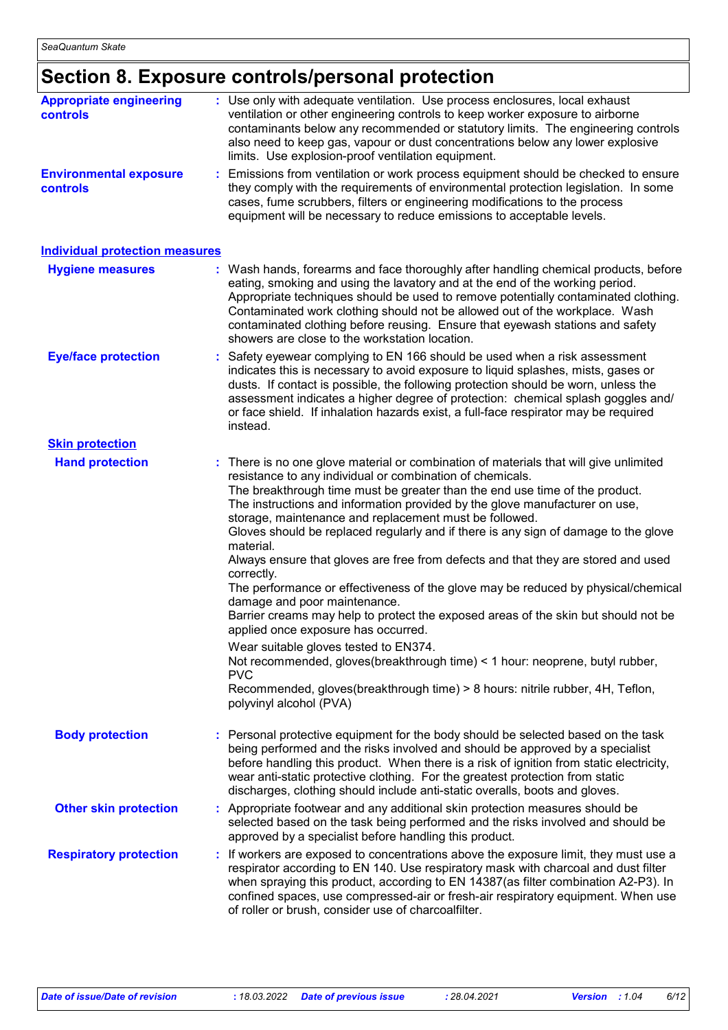## Section 8. Exposure controls/personal protection

**Appropriate engineering controls** : Use only with adequate ventilation. Use process enclosures, local exhaust ventilation or other engineering controls to keep worker exposure to airborne contaminants below any recommended or statutory limits. The engineering controls also need to keep gas, vapour or dust concentrations below any lower explosive limits. Use explosion-proof ventilation equipment.

**Environmental exposure controls** : Emissions from ventilation or work process equipment should be checked to ensure they comply with the requirements of environmental protection legislation. In some cases, fume scrubbers, filters or engineering modifications to the process equipment will be necessary to reduce emissions to acceptable levels.

### Individual protection measures

**Hygiene measures** : Wash hands, forearms and face thoroughly after handling chemical products, before eating, smoking and using the lavatory and at the end of the working period. Appropriate techniques should be used to remove potentially contaminated clothing. Contaminated work clothing should not be allowed out of the workplace. Wash contaminated clothing before reusing. Ensure that eyewash stations and safety showers are close to the workstation location.

**Eye/face protection** : Safety eyewear complying to EN 166 should be used when a risk assessment indicates this is necessary to avoid exposure to liquid splashes, mists, gases or dusts. If contact is possible, the following protection should be worn, unless the assessment indicates a higher degree of protection: chemical splash goggles and/ or face shield. If inhalation hazards exist, a full-face respirator may be required instead.

**Skin protection**

**Hand protection** : There is no one glove material or combination of materials that will give unlimited resistance to any individual or combination of chemicals.
The breakthrough time must be greater than the end use time of the product.
The instructions and information provided by the glove manufacturer on use, storage, maintenance and replacement must be followed.
Gloves should be replaced regularly and if there is any sign of damage to the glove material.
Always ensure that gloves are free from defects and that they are stored and used correctly.
The performance or effectiveness of the glove may be reduced by physical/chemical damage and poor maintenance.
Barrier creams may help to protect the exposed areas of the skin but should not be applied once exposure has occurred.

Wear suitable gloves tested to EN374.
Not recommended, gloves(breakthrough time) < 1 hour: neoprene, butyl rubber, PVC
Recommended, gloves(breakthrough time) > 8 hours: nitrile rubber, 4H, Teflon, polyvinyl alcohol (PVA)

**Body protection** : Personal protective equipment for the body should be selected based on the task being performed and the risks involved and should be approved by a specialist before handling this product. When there is a risk of ignition from static electricity, wear anti-static protective clothing. For the greatest protection from static discharges, clothing should include anti-static overalls, boots and gloves.

**Other skin protection** : Appropriate footwear and any additional skin protection measures should be selected based on the task being performed and the risks involved and should be approved by a specialist before handling this product.

**Respiratory protection** : If workers are exposed to concentrations above the exposure limit, they must use a respirator according to EN 140. Use respiratory mask with charcoal and dust filter when spraying this product, according to EN 14387(as filter combination A2-P3). In confined spaces, use compressed-air or fresh-air respiratory equipment. When use of roller or brush, consider use of charcoalfilter.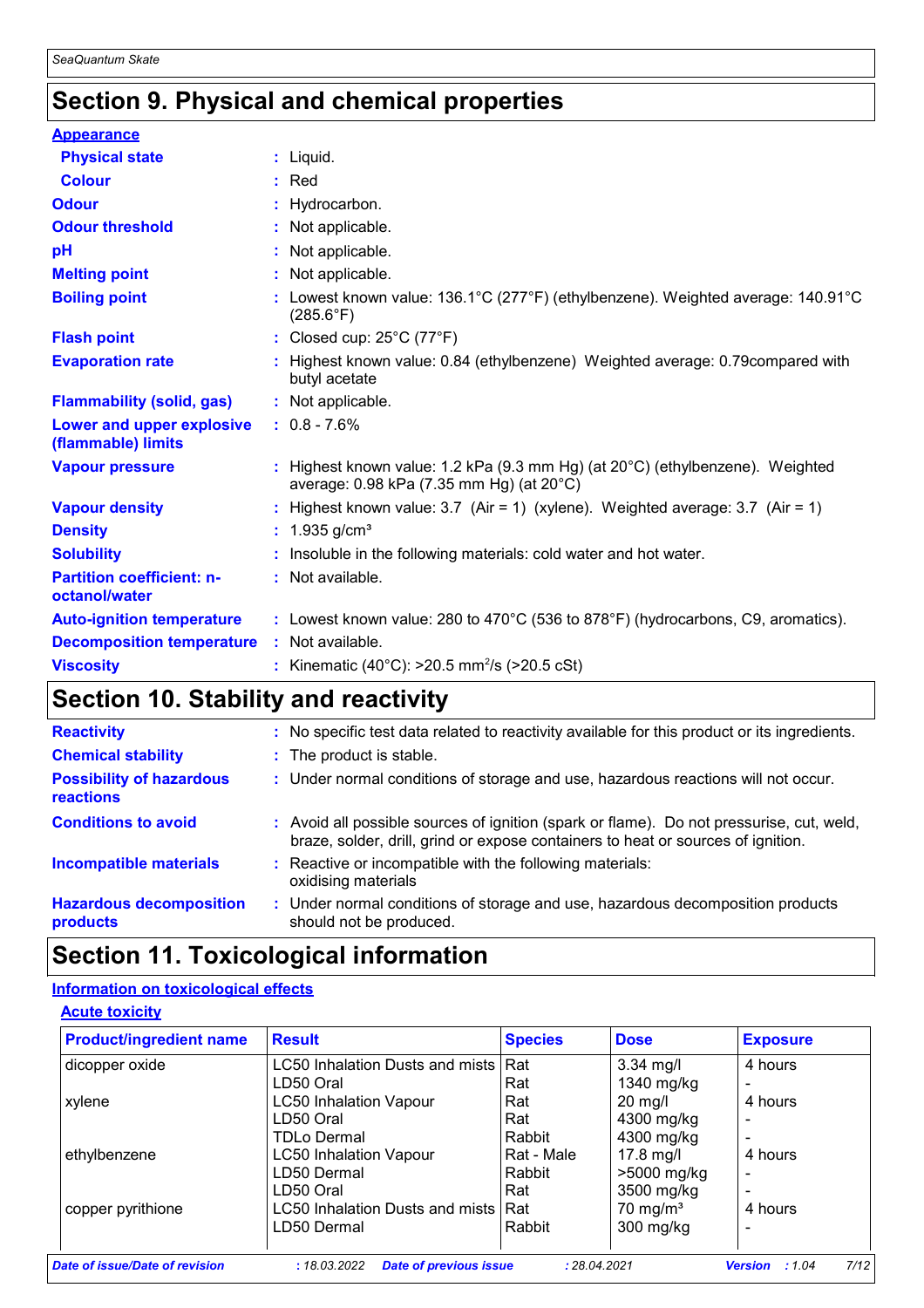# Section 9. Physical and chemical properties

**Appearance**

| | |
|---|---|
| **Physical state** | : Liquid. |
| **Colour** | : Red |
| **Odour** | : Hydrocarbon. |
| **Odour threshold** | : Not applicable. |
| **pH** | : Not applicable. |
| **Melting point** | : Not applicable. |
| **Boiling point** | : Lowest known value: 136.1°C (277°F) (ethylbenzene). Weighted average: 140.91°C (285.6°F) |
| **Flash point** | : Closed cup: 25°C (77°F) |
| **Evaporation rate** | : Highest known value: 0.84 (ethylbenzene) Weighted average: 0.79compared with butyl acetate |
| **Flammability (solid, gas)** | : Not applicable. |
| **Lower and upper explosive (flammable) limits** | : 0.8 - 7.6% |
| **Vapour pressure** | : Highest known value: 1.2 kPa (9.3 mm Hg) (at 20°C) (ethylbenzene). Weighted average: 0.98 kPa (7.35 mm Hg) (at 20°C) |
| **Vapour density** | : Highest known value: 3.7 (Air = 1) (xylene). Weighted average: 3.7 (Air = 1) |
| **Density** | : 1.935 g/cm³ |
| **Solubility** | : Insoluble in the following materials: cold water and hot water. |
| **Partition coefficient: n-octanol/water** | : Not available. |
| **Auto-ignition temperature** | : Lowest known value: 280 to 470°C (536 to 878°F) (hydrocarbons, C9, aromatics). |
| **Decomposition temperature** | : Not available. |
| **Viscosity** | : Kinematic (40°C): >20.5 $mm^2/s$ (>20.5 cSt) |

# Section 10. Stability and reactivity

| | |
|---|---|
| **Reactivity** | : No specific test data related to reactivity available for this product or its ingredients. |
| **Chemical stability** | : The product is stable. |
| **Possibility of hazardous reactions** | : Under normal conditions of storage and use, hazardous reactions will not occur. |
| **Conditions to avoid** | : Avoid all possible sources of ignition (spark or flame). Do not pressurise, cut, weld, braze, solder, drill, grind or expose containers to heat or sources of ignition. |
| **Incompatible materials** | : Reactive or incompatible with the following materials: oxidising materials |
| **Hazardous decomposition products** | : Under normal conditions of storage and use, hazardous decomposition products should not be produced. |

# Section 11. Toxicological information

**Information on toxicological effects**

**Acute toxicity**

| Product/ingredient name | Result | Species | Dose | Exposure |
|---|---|---|---|---|
| dicopper oxide | LC50 Inhalation Dusts and mists | Rat | 3.34 mg/l | 4 hours |
| | LD50 Oral | Rat | 1340 mg/kg | - |
| xylene | LC50 Inhalation Vapour | Rat | 20 mg/l | 4 hours |
| | LD50 Oral | Rat | 4300 mg/kg | - |
| | TDLo Dermal | Rabbit | 4300 mg/kg | - |
| ethylbenzene | LC50 Inhalation Vapour | Rat - Male | 17.8 mg/l | 4 hours |
| | LD50 Dermal | Rabbit | >5000 mg/kg | - |
| | LD50 Oral | Rat | 3500 mg/kg | - |
| copper pyrithione | LC50 Inhalation Dusts and mists | Rat | 70 mg/m³ | 4 hours |
| | LD50 Dermal | Rabbit | 300 mg/kg | - |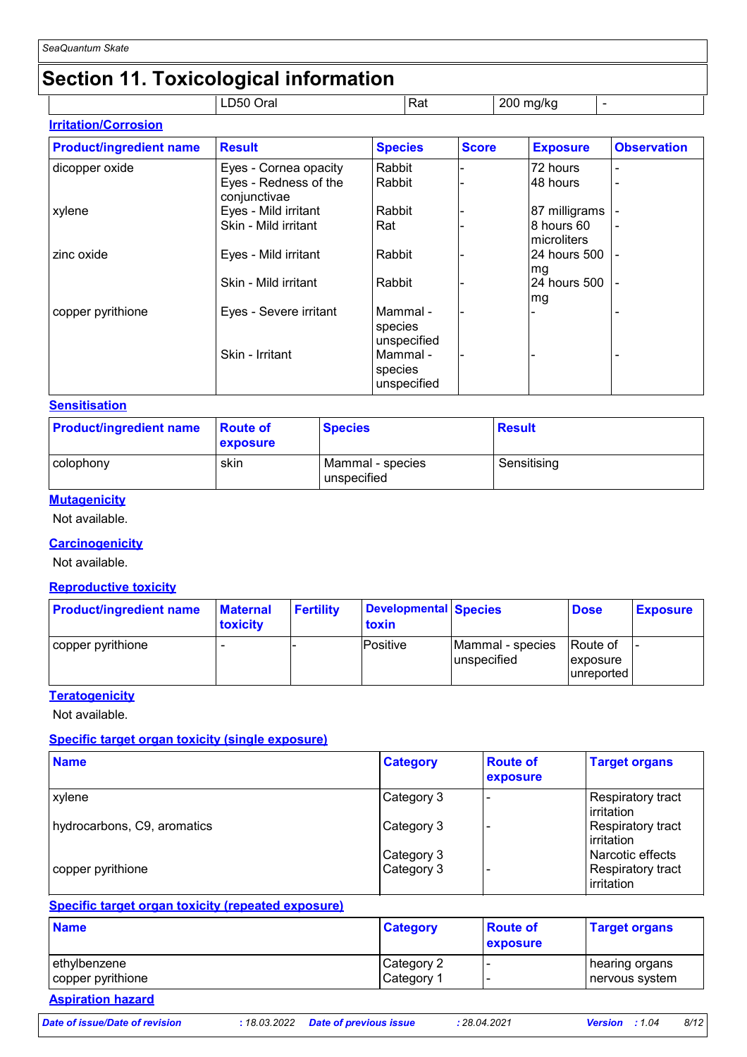# Section 11. Toxicological information

| | LD50 Oral | Rat | 200 mg/kg | - |
|---|---|---|---|---|

**Irritation/Corrosion**

| Product/ingredient name | Result | Species | Score | Exposure | Observation |
|---|---|---|---|---|---|
| dicopper oxide | Eyes - Cornea opacity | Rabbit | - | 72 hours | - |
| | Eyes - Redness of the conjunctivae | Rabbit | - | 48 hours | - |
| xylene | Eyes - Mild irritant | Rabbit | - | 87 milligrams | - |
| | Skin - Mild irritant | Rat | - | 8 hours 60 microliters | - |
| zinc oxide | Eyes - Mild irritant | Rabbit | - | 24 hours 500 mg | - |
| | Skin - Mild irritant | Rabbit | - | 24 hours 500 mg | - |
| copper pyrithione | Eyes - Severe irritant | Mammal - species unspecified | - | - | - |
| | Skin - Irritant | Mammal - species unspecified | - | - | - |

**Sensitisation**

| Product/ingredient name | Route of exposure | Species | Result |
|---|---|---|---|
| colophony | skin | Mammal - species unspecified | Sensitising |

**Mutagenicity**

Not available.

**Carcinogenicity**

Not available.

**Reproductive toxicity**

| Product/ingredient name | Maternal toxicity | Fertility | Developmental toxin | Species | Dose | Exposure |
|---|---|---|---|---|---|---|
| copper pyrithione | - | - | Positive | Mammal - species unspecified | Route of exposure unreported | - |

**Teratogenicity**

Not available.

**Specific target organ toxicity (single exposure)**

| Name | Category | Route of exposure | Target organs |
|---|---|---|---|
| xylene | Category 3 | - | Respiratory tract irritation |
| hydrocarbons, C9, aromatics | Category 3 | - | Respiratory tract irritation |
| | Category 3 | | Narcotic effects |
| copper pyrithione | Category 3 | - | Respiratory tract irritation |

**Specific target organ toxicity (repeated exposure)**

| Name | Category | Route of exposure | Target organs |
|---|---|---|---|
| ethylbenzene | Category 2 | - | hearing organs |
| copper pyrithione | Category 1 | - | nervous system |

**Aspiration hazard**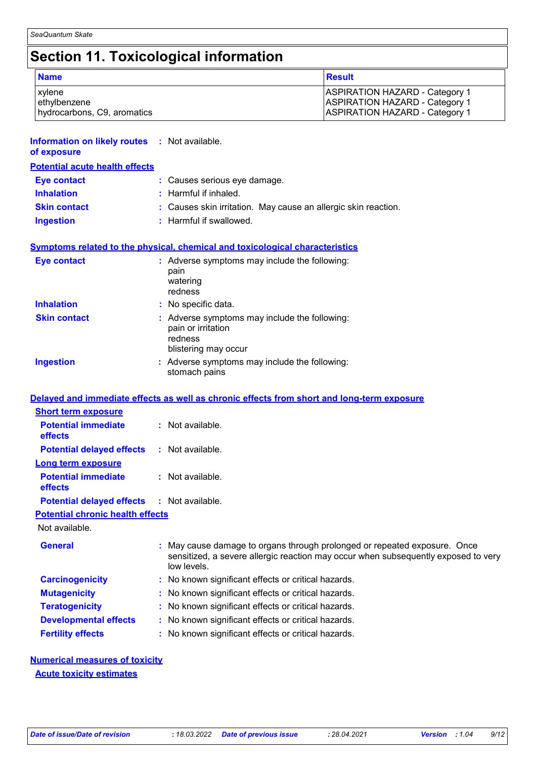## Section 11. Toxicological information

| Name | Result |
|---|---|
| xylene | ASPIRATION HAZARD - Category 1 |
| ethylbenzene | ASPIRATION HAZARD - Category 1 |
| hydrocarbons, C9, aromatics | ASPIRATION HAZARD - Category 1 |

**Information on likely routes of exposure** : Not available.

**Potential acute health effects**

**Eye contact** : Causes serious eye damage.

**Inhalation** : Harmful if inhaled.

**Skin contact** : Causes skin irritation. May cause an allergic skin reaction.

**Ingestion** : Harmful if swallowed.

**Symptoms related to the physical, chemical and toxicological characteristics**

**Eye contact** : Adverse symptoms may include the following:
pain
watering
redness

**Inhalation** : No specific data.

**Skin contact** : Adverse symptoms may include the following:
pain or irritation
redness
blistering may occur

**Ingestion** : Adverse symptoms may include the following:
stomach pains

**Delayed and immediate effects as well as chronic effects from short and long-term exposure**

**Short term exposure**

**Potential immediate effects** : Not available.

**Potential delayed effects** : Not available.

**Long term exposure**

**Potential immediate effects** : Not available.

**Potential delayed effects** : Not available.

**Potential chronic health effects**

Not available.

**General** : May cause damage to organs through prolonged or repeated exposure. Once sensitized, a severe allergic reaction may occur when subsequently exposed to very low levels.

**Carcinogenicity** : No known significant effects or critical hazards.

**Mutagenicity** : No known significant effects or critical hazards.

**Teratogenicity** : No known significant effects or critical hazards.

**Developmental effects** : No known significant effects or critical hazards.

**Fertility effects** : No known significant effects or critical hazards.

**Numerical measures of toxicity**

**Acute toxicity estimates**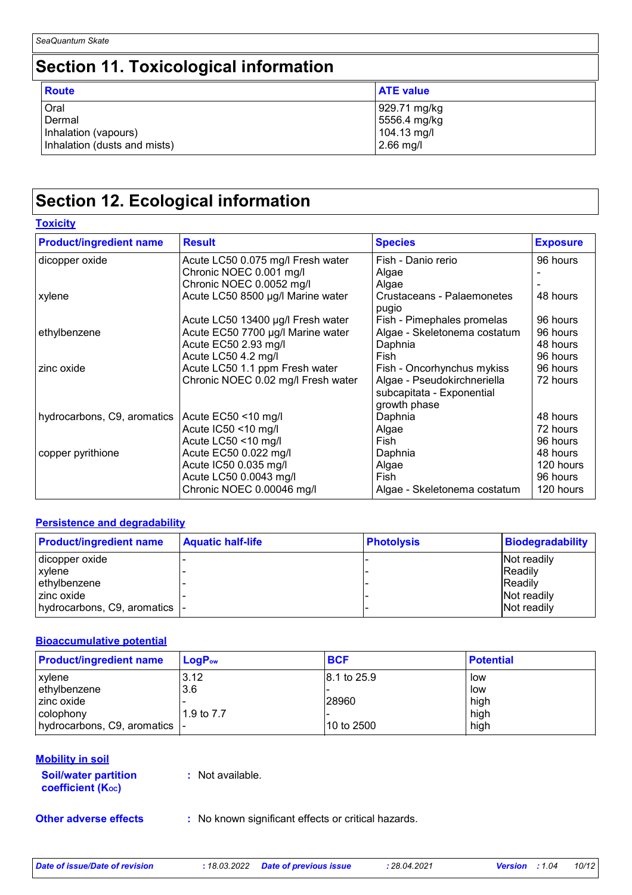## Section 11. Toxicological information

| Route | ATE value |
|---|---|
| Oral | 929.71 mg/kg |
| Dermal | 5556.4 mg/kg |
| Inhalation (vapours) | 104.13 mg/l |
| Inhalation (dusts and mists) | 2.66 mg/l |

## Section 12. Ecological information

### Toxicity

| Product/ingredient name | Result | Species | Exposure |
|---|---|---|---|
| dicopper oxide | Acute LC50 0.075 mg/l Fresh water | Fish - Danio rerio | 96 hours |
| | Chronic NOEC 0.001 mg/l | Algae | - |
| | Chronic NOEC 0.0052 mg/l | Algae | - |
| xylene | Acute LC50 8500 µg/l Marine water | Crustaceans - Palaemonetes pugio | 48 hours |
| | Acute LC50 13400 µg/l Fresh water | Fish - Pimephales promelas | 96 hours |
| ethylbenzene | Acute EC50 7700 µg/l Marine water | Algae - Skeletonema costatum | 96 hours |
| | Acute EC50 2.93 mg/l | Daphnia | 48 hours |
| | Acute LC50 4.2 mg/l | Fish | 96 hours |
| zinc oxide | Acute LC50 1.1 ppm Fresh water | Fish - Oncorhynchus mykiss | 96 hours |
| | Chronic NOEC 0.02 mg/l Fresh water | Algae - Pseudokirchneriella subcapitata - Exponential growth phase | 72 hours |
| hydrocarbons, C9, aromatics | Acute EC50 <10 mg/l | Daphnia | 48 hours |
| | Acute IC50 <10 mg/l | Algae | 72 hours |
| | Acute LC50 <10 mg/l | Fish | 96 hours |
| copper pyrithione | Acute EC50 0.022 mg/l | Daphnia | 48 hours |
| | Acute IC50 0.035 mg/l | Algae | 120 hours |
| | Acute LC50 0.0043 mg/l | Fish | 96 hours |
| | Chronic NOEC 0.00046 mg/l | Algae - Skeletonema costatum | 120 hours |

### Persistence and degradability

| Product/ingredient name | Aquatic half-life | Photolysis | Biodegradability |
|---|---|---|---|
| dicopper oxide | - | - | Not readily |
| xylene | - | - | Readily |
| ethylbenzene | - | - | Readily |
| zinc oxide | - | - | Not readily |
| hydrocarbons, C9, aromatics | - | - | Not readily |

### Bioaccumulative potential

| Product/ingredient name | $LogP_{ow}$ | BCF | Potential |
|---|---|---|---|
| xylene | 3.12 | 8.1 to 25.9 | low |
| ethylbenzene | 3.6 | - | low |
| zinc oxide | - | 28960 | high |
| colophony | 1.9 to 7.7 | - | high |
| hydrocarbons, C9, aromatics | - | 10 to 2500 | high |

### Mobility in soil

**Soil/water partition coefficient ($K_{OC}$)** : Not available.

**Other adverse effects** : No known significant effects or critical hazards.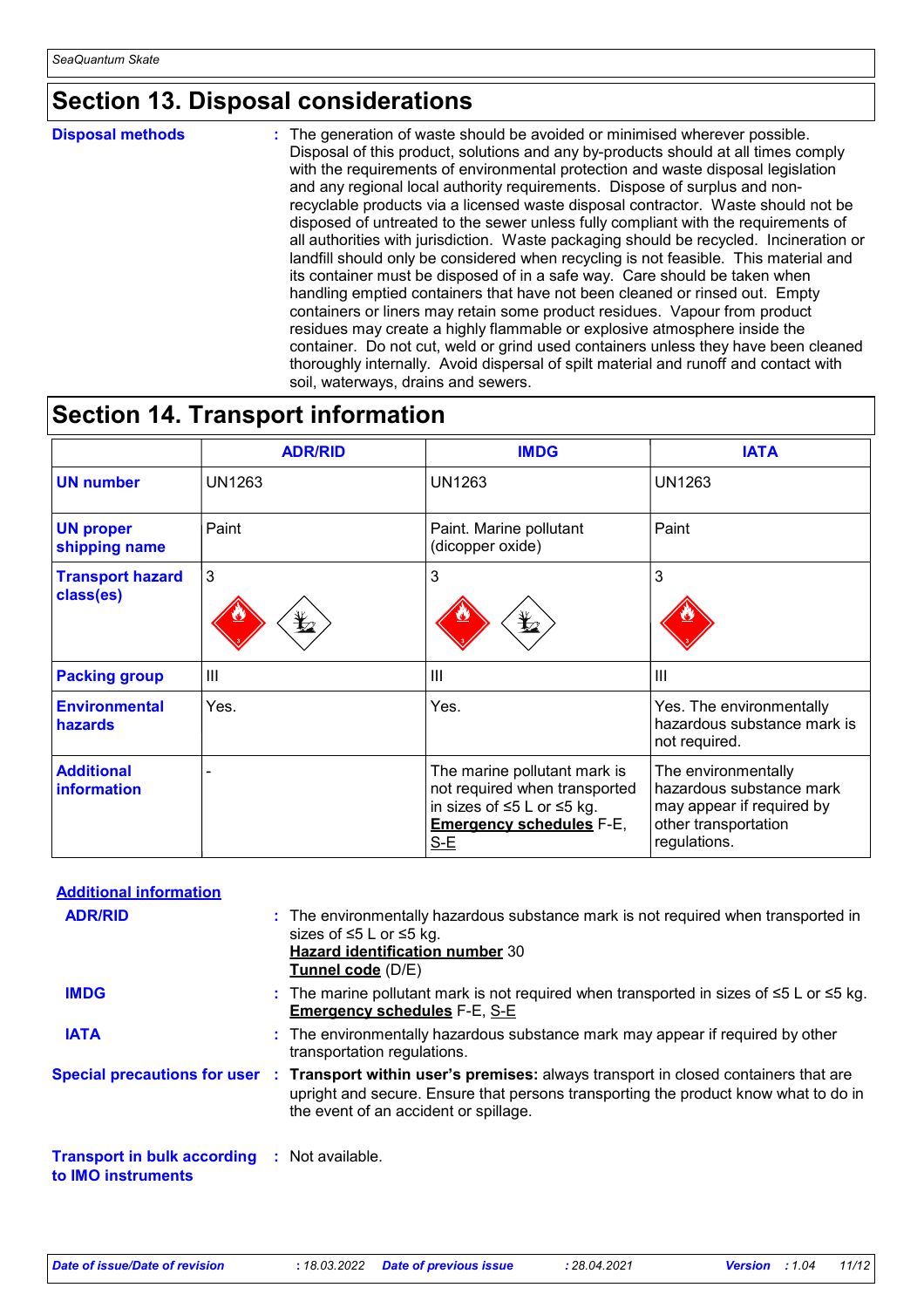## Section 13. Disposal considerations

**Disposal methods** : The generation of waste should be avoided or minimised wherever possible. Disposal of this product, solutions and any by-products should at all times comply with the requirements of environmental protection and waste disposal legislation and any regional local authority requirements. Dispose of surplus and non-recyclable products via a licensed waste disposal contractor. Waste should not be disposed of untreated to the sewer unless fully compliant with the requirements of all authorities with jurisdiction. Waste packaging should be recycled. Incineration or landfill should only be considered when recycling is not feasible. This material and its container must be disposed of in a safe way. Care should be taken when handling emptied containers that have not been cleaned or rinsed out. Empty containers or liners may retain some product residues. Vapour from product residues may create a highly flammable or explosive atmosphere inside the container. Do not cut, weld or grind used containers unless they have been cleaned thoroughly internally. Avoid dispersal of spilt material and runoff and contact with soil, waterways, drains and sewers.

## Section 14. Transport information

| | ADR/RID | IMDG | IATA |
|---|---|---|---|
| **UN number** | UN1263 | UN1263 | UN1263 |
| **UN proper shipping name** | Paint | Paint. Marine pollutant (dicopper oxide) | Paint |
| **Transport hazard class(es)** | 3 | 3 | 3 |
| **Packing group** | III | III | III |
| **Environmental hazards** | Yes. | Yes. | Yes. The environmentally hazardous substance mark is not required. |
| **Additional information** | - | The marine pollutant mark is not required when transported in sizes of ≤5 L or ≤5 kg. **Emergency schedules** F-E, S-E | The environmentally hazardous substance mark may appear if required by other transportation regulations. |

**Additional information**

**ADR/RID** : The environmentally hazardous substance mark is not required when transported in sizes of ≤5 L or ≤5 kg.
**Hazard identification number** 30
**Tunnel code** (D/E)

**IMDG** : The marine pollutant mark is not required when transported in sizes of ≤5 L or ≤5 kg.
**Emergency schedules** F-E, S-E

**IATA** : The environmentally hazardous substance mark may appear if required by other transportation regulations.

**Special precautions for user** : **Transport within user's premises:** always transport in closed containers that are upright and secure. Ensure that persons transporting the product know what to do in the event of an accident or spillage.

**Transport in bulk according to IMO instruments** : Not available.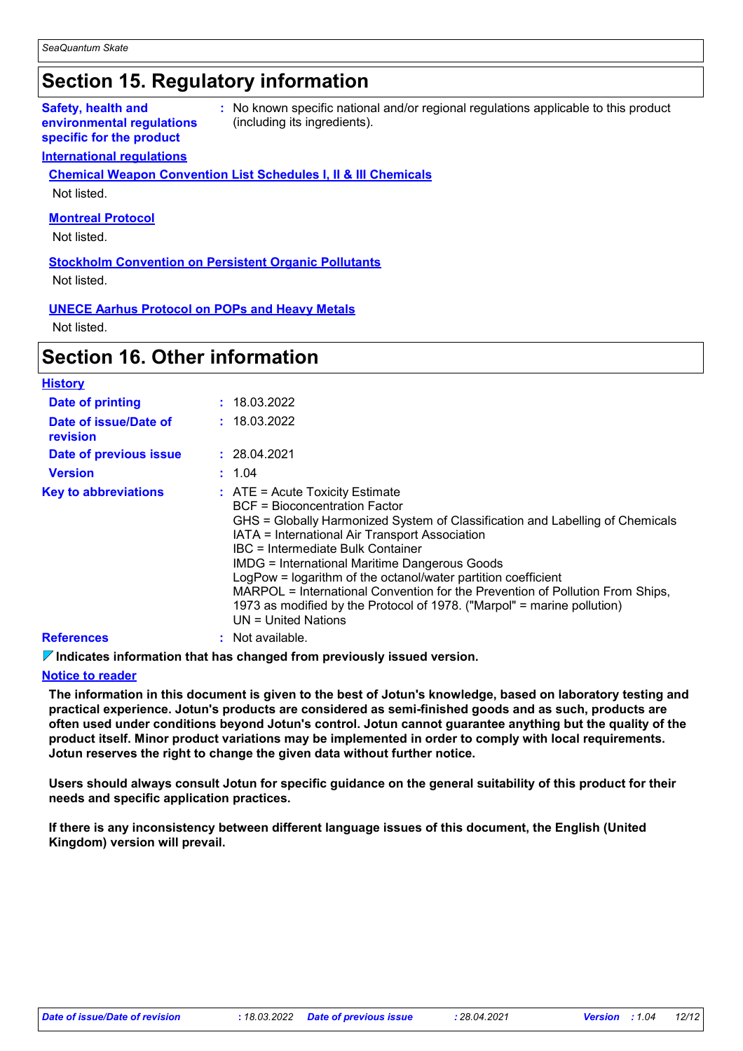# Section 15. Regulatory information

**Safety, health and environmental regulations specific for the product** : No known specific national and/or regional regulations applicable to this product (including its ingredients).

**International regulations**

**Chemical Weapon Convention List Schedules I, II & III Chemicals**

Not listed.

**Montreal Protocol**

Not listed.

**Stockholm Convention on Persistent Organic Pollutants**

Not listed.

**UNECE Aarhus Protocol on POPs and Heavy Metals**

Not listed.

# Section 16. Other information

**History**

| | |
|---|---|
| **Date of printing** | : 18.03.2022 |
| **Date of issue/Date of revision** | : 18.03.2022 |
| **Date of previous issue** | : 28.04.2021 |
| **Version** | : 1.04 |

**Key to abbreviations** :
ATE = Acute Toxicity Estimate
BCF = Bioconcentration Factor
GHS = Globally Harmonized System of Classification and Labelling of Chemicals
IATA = International Air Transport Association
IBC = Intermediate Bulk Container
IMDG = International Maritime Dangerous Goods
LogPow = logarithm of the octanol/water partition coefficient
MARPOL = International Convention for the Prevention of Pollution From Ships, 1973 as modified by the Protocol of 1978. ("Marpol" = marine pollution)
UN = United Nations

**References** : Not available.

**Indicates information that has changed from previously issued version.**

**Notice to reader**

**The information in this document is given to the best of Jotun's knowledge, based on laboratory testing and practical experience. Jotun's products are considered as semi-finished goods and as such, products are often used under conditions beyond Jotun's control. Jotun cannot guarantee anything but the quality of the product itself. Minor product variations may be implemented in order to comply with local requirements. Jotun reserves the right to change the given data without further notice.**

**Users should always consult Jotun for specific guidance on the general suitability of this product for their needs and specific application practices.**

**If there is any inconsistency between different language issues of this document, the English (United Kingdom) version will prevail.**